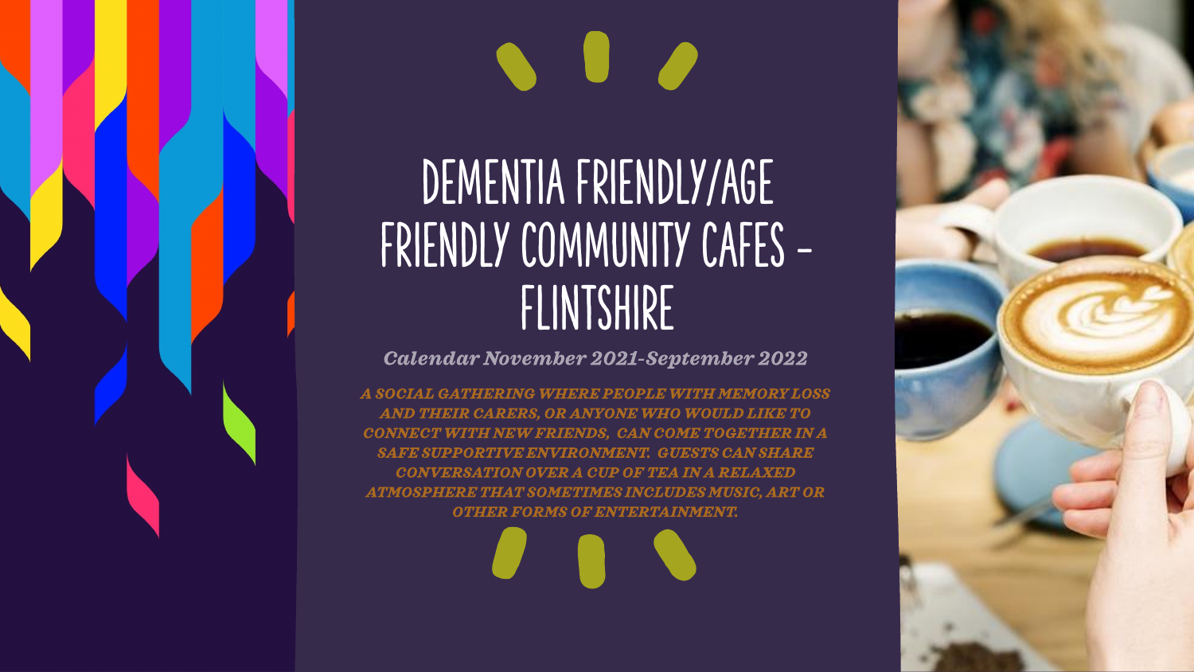# DEMENTIA FRIENDLY/AGE FRIENDLY COMMUNITY CAFES – FLINTSHIRE

***Calendar November 2021-September 2022***

***A SOCIAL GATHERING WHERE PEOPLE WITH MEMORY LOSS AND THEIR CARERS, OR ANYONE WHO WOULD LIKE TO CONNECT WITH NEW FRIENDS, CAN COME TOGETHER IN A SAFE SUPPORTIVE ENVIRONMENT. GUESTS CAN SHARE CONVERSATION OVER A CUP OF TEA IN A RELAXED ATMOSPHERE THAT SOMETIMES INCLUDES MUSIC, ART OR OTHER FORMS OF ENTERTAINMENT.***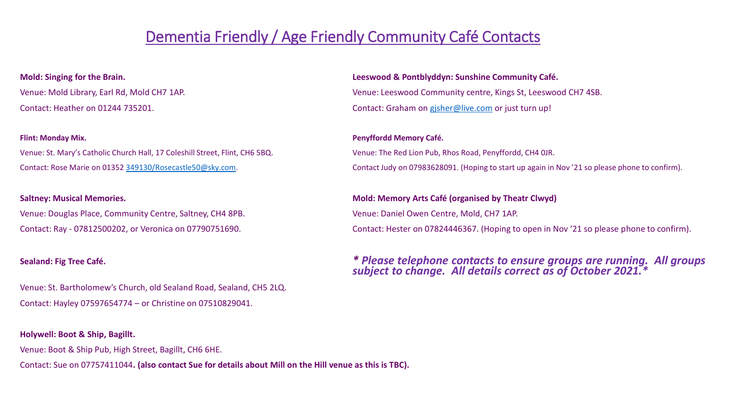# Dementia Friendly / Age Friendly Community Café Contacts

**Mold: Singing for the Brain.**

Venue: Mold Library, Earl Rd, Mold CH7 1AP.

Contact: Heather on 01244 735201.

**Flint: Monday Mix.**

Venue: St. Mary's Catholic Church Hall, 17 Coleshill Street, Flint, CH6 5BQ.

Contact: Rose Marie on 01352 349130/Rosecastle50@sky.com.

**Saltney: Musical Memories.**

Venue: Douglas Place, Community Centre, Saltney, CH4 8PB.

Contact: Ray - 07812500202, or Veronica on 07790751690.

**Sealand: Fig Tree Café.**

Venue: St. Bartholomew's Church, old Sealand Road, Sealand, CH5 2LQ.

Contact: Hayley 07597654774 – or Christine on 07510829041.

**Holywell: Boot & Ship, Bagillt.**

Venue: Boot & Ship Pub, High Street, Bagillt, CH6 6HE.

Contact: Sue on 07757411044**. (also contact Sue for details about Mill on the Hill venue as this is TBC).**

**Leeswood & Pontblyddyn: Sunshine Community Café.**

Venue: Leeswood Community centre, Kings St, Leeswood CH7 4SB.

Contact: Graham on gjsher@live.com or just turn up!

**Penyffordd Memory Café.**

Venue: The Red Lion Pub, Rhos Road, Penyffordd, CH4 0JR.

Contact Judy on 07983628091. (Hoping to start up again in Nov '21 so please phone to confirm).

**Mold: Memory Arts Café (organised by Theatr Clwyd)**

Venue: Daniel Owen Centre, Mold, CH7 1AP.

Contact: Hester on 07824446367. (Hoping to open in Nov '21 so please phone to confirm).

***\* Please telephone contacts to ensure groups are running. All groups subject to change. All details correct as of October 2021.\****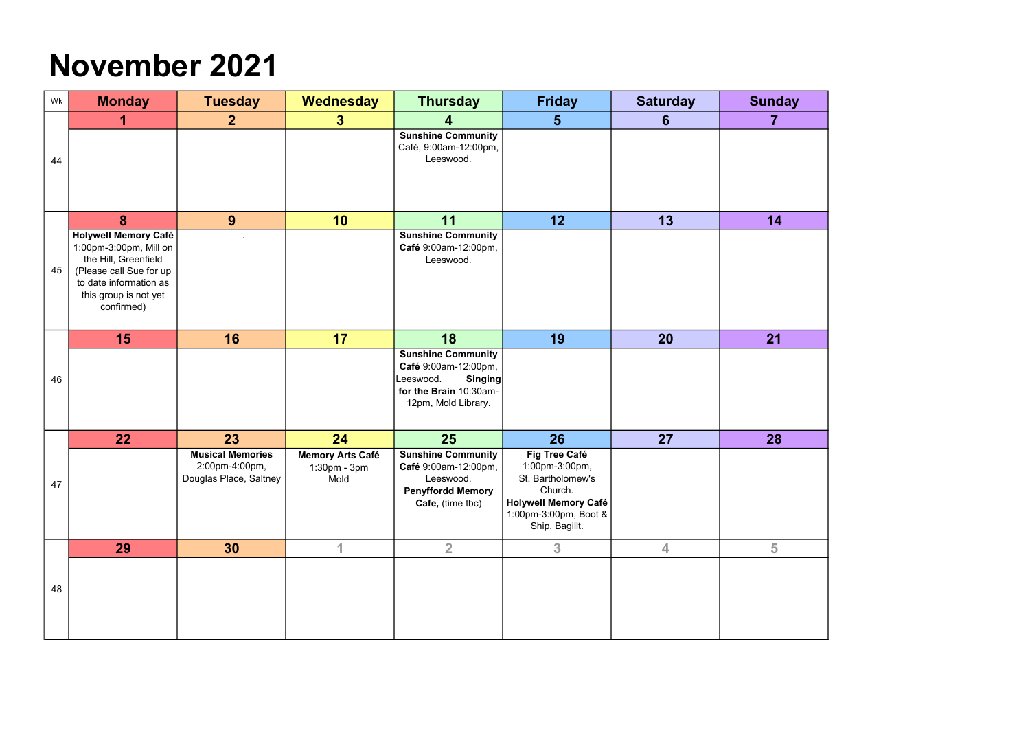# November 2021

| Wk | Monday | Tuesday | Wednesday | Thursday | Friday | Saturday | Sunday |
|---|---|---|---|---|---|---|---|
| | 1 | 2 | 3 | 4 | 5 | 6 | 7 |
| 44 | | | | **Sunshine Community** Café, 9:00am-12:00pm, Leeswood. | | | |
| | 8 | 9 | 10 | 11 | 12 | 13 | 14 |
| 45 | **Holywell Memory Café** 1:00pm-3:00pm, Mill on the Hill, Greenfield (Please call Sue for up to date information as this group is not yet confirmed) | . | | **Sunshine Community Café** 9:00am-12:00pm, Leeswood. | | | |
| | 15 | 16 | 17 | 18 | 19 | 20 | 21 |
| 46 | | | | **Sunshine Community Café** 9:00am-12:00pm, Leeswood. **Singing for the Brain** 10:30am-12pm, Mold Library. | | | |
| | 22 | 23 | 24 | 25 | 26 | 27 | 28 |
| 47 | | **Musical Memories** 2:00pm-4:00pm, Douglas Place, Saltney | **Memory Arts Café** 1:30pm - 3pm Mold | **Sunshine Community Café** 9:00am-12:00pm, Leeswood. **Penyffordd Memory Cafe,** (time tbc) | **Fig Tree Café** 1:00pm-3:00pm, St. Bartholomew's Church. **Holywell Memory Café** 1:00pm-3:00pm, Boot & Ship, Bagillt. | | |
| | 29 | 30 | 1 | 2 | 3 | 4 | 5 |
| 48 | | | | | | | |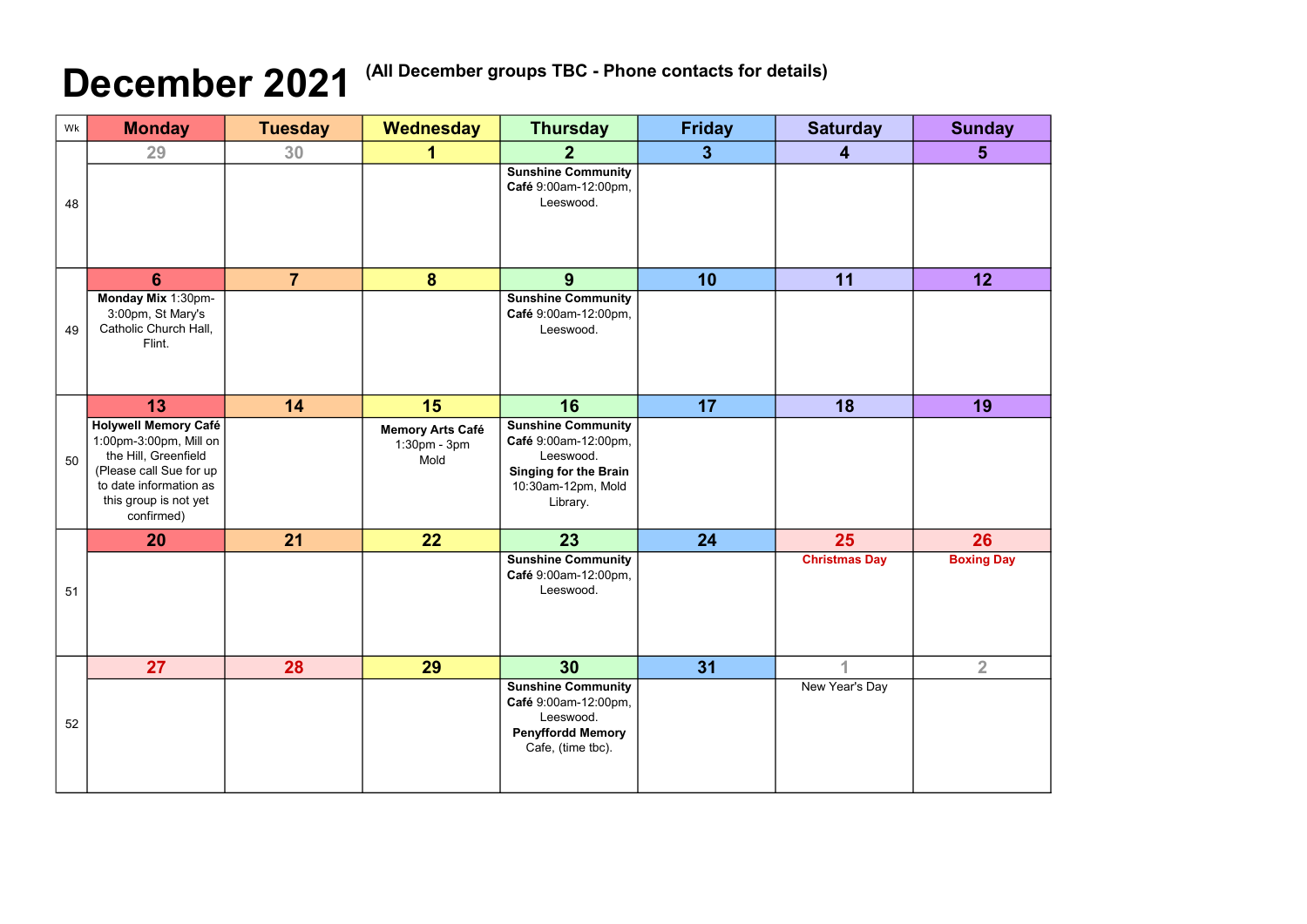# December 2021

**(All December groups TBC - Phone contacts for details)**

| Wk | Monday | Tuesday | Wednesday | Thursday | Friday | Saturday | Sunday |
|---|---|---|---|---|---|---|---|
| 48 | 29 | 30 | 1 | 2<br>**Sunshine Community Café** 9:00am-12:00pm, Leeswood. | 3 | 4 | 5 |
| 49 | 6<br>**Monday Mix** 1:30pm-3:00pm, St Mary's Catholic Church Hall, Flint. | 7 | 8 | 9<br>**Sunshine Community Café** 9:00am-12:00pm, Leeswood. | 10 | 11 | 12 |
| 50 | 13<br>**Holywell Memory Café** 1:00pm-3:00pm, Mill on the Hill, Greenfield (Please call Sue for up to date information as this group is not yet confirmed) | 14 | 15<br>**Memory Arts Café** 1:30pm - 3pm Mold | 16<br>**Sunshine Community Café** 9:00am-12:00pm, Leeswood.<br>**Singing for the Brain** 10:30am-12pm, Mold Library. | 17 | 18 | 19 |
| 51 | 20 | 21 | 22 | 23<br>**Sunshine Community Café** 9:00am-12:00pm, Leeswood. | 24 | 25<br>**Christmas Day** | 26<br>**Boxing Day** |
| 52 | 27 | 28 | 29 | 30<br>**Sunshine Community Café** 9:00am-12:00pm, Leeswood.<br>**Penyffordd Memory** Cafe, (time tbc). | 31 | 1<br>New Year's Day | 2 |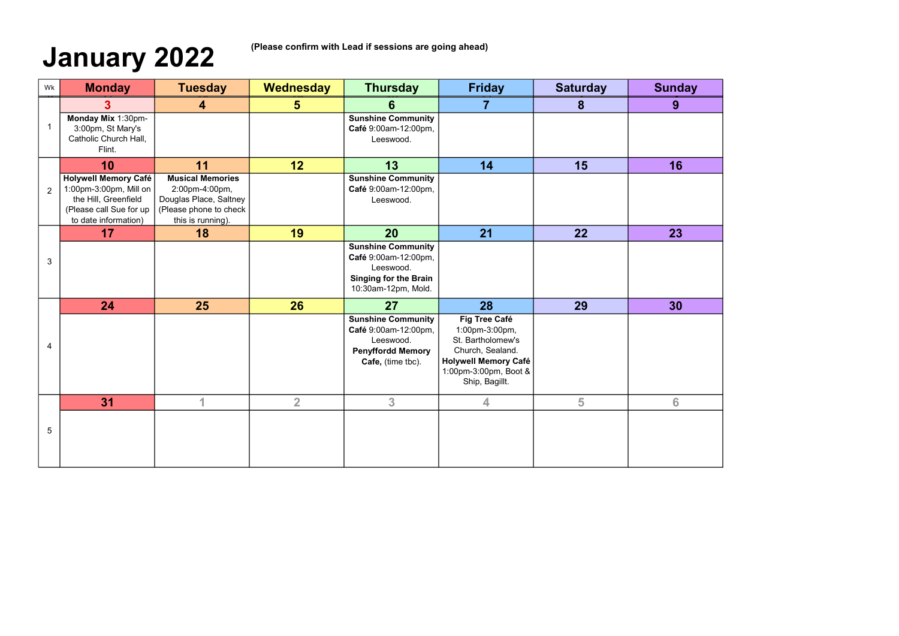# January 2022

**(Please confirm with Lead if sessions are going ahead)**

| Wk | Monday | Tuesday | Wednesday | Thursday | Friday | Saturday | Sunday |
|---|---|---|---|---|---|---|---|
| | **3** | **4** | **5** | **6** | **7** | **8** | **9** |
| 1 | **Monday Mix** 1:30pm-3:00pm, St Mary's Catholic Church Hall, Flint. | | | **Sunshine Community Café** 9:00am-12:00pm, Leeswood. | | | |
| | **10** | **11** | **12** | **13** | **14** | **15** | **16** |
| 2 | **Holywell Memory Café** 1:00pm-3:00pm, Mill on the Hill, Greenfield (Please call Sue for up to date information) | **Musical Memories** 2:00pm-4:00pm, Douglas Place, Saltney (Please phone to check this is running). | | **Sunshine Community Café** 9:00am-12:00pm, Leeswood. | | | |
| | **17** | **18** | **19** | **20** | **21** | **22** | **23** |
| 3 | | | | **Sunshine Community Café** 9:00am-12:00pm, Leeswood. **Singing for the Brain** 10:30am-12pm, Mold. | | | |
| | **24** | **25** | **26** | **27** | **28** | **29** | **30** |
| 4 | | | | **Sunshine Community Café** 9:00am-12:00pm, Leeswood. **Penyffordd Memory Cafe,** (time tbc). | **Fig Tree Café** 1:00pm-3:00pm, St. Bartholomew's Church, Sealand. **Holywell Memory Café** 1:00pm-3:00pm, Boot & Ship, Bagillt. | | |
| | **31** | 1 | 2 | 3 | 4 | 5 | 6 |
| 5 | | | | | | | |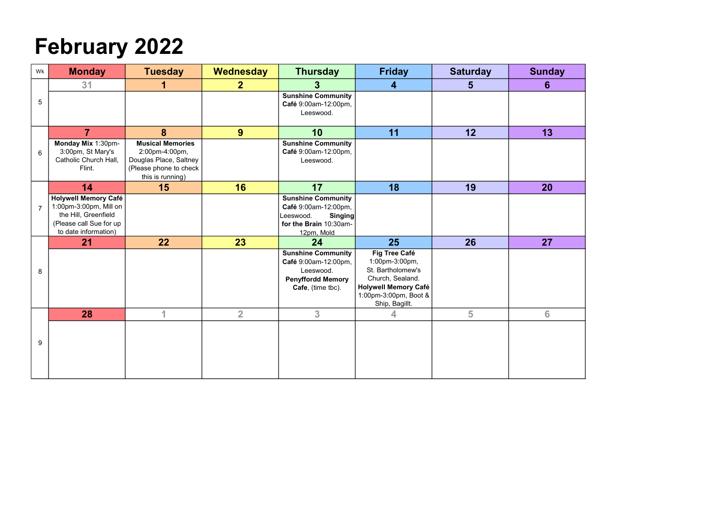# February 2022

| Wk | Monday | Tuesday | Wednesday | Thursday | Friday | Saturday | Sunday |
|---|---|---|---|---|---|---|---|
| 5 | 31 | 1 | 2 | 3<br>**Sunshine Community Café** 9:00am-12:00pm, Leeswood. | 4 | 5 | 6 |
| 6 | 7<br>**Monday Mix** 1:30pm-3:00pm, St Mary's Catholic Church Hall, Flint. | 8<br>**Musical Memories** 2:00pm-4:00pm, Douglas Place, Saltney (Please phone to check this is running) | 9 | 10<br>**Sunshine Community Café** 9:00am-12:00pm, Leeswood. | 11 | 12 | 13 |
| 7 | 14<br>**Holywell Memory Café** 1:00pm-3:00pm, Mill on the Hill, Greenfield (Please call Sue for up to date information) | 15 | 16 | 17<br>**Sunshine Community Café** 9:00am-12:00pm, Leeswood. **Singing for the Brain** 10:30am-12pm, Mold | 18 | 19 | 20 |
| 8 | 21 | 22 | 23 | 24<br>**Sunshine Community Café** 9:00am-12:00pm, Leeswood. **Penyffordd Memory Cafe**, (time tbc). | 25<br>**Fig Tree Café** 1:00pm-3:00pm, St. Bartholomew's Church, Sealand. **Holywell Memory Café** 1:00pm-3:00pm, Boot & Ship, Bagillt. | 26 | 27 |
| 9 | 28 | 1 | 2 | 3 | 4 | 5 | 6 |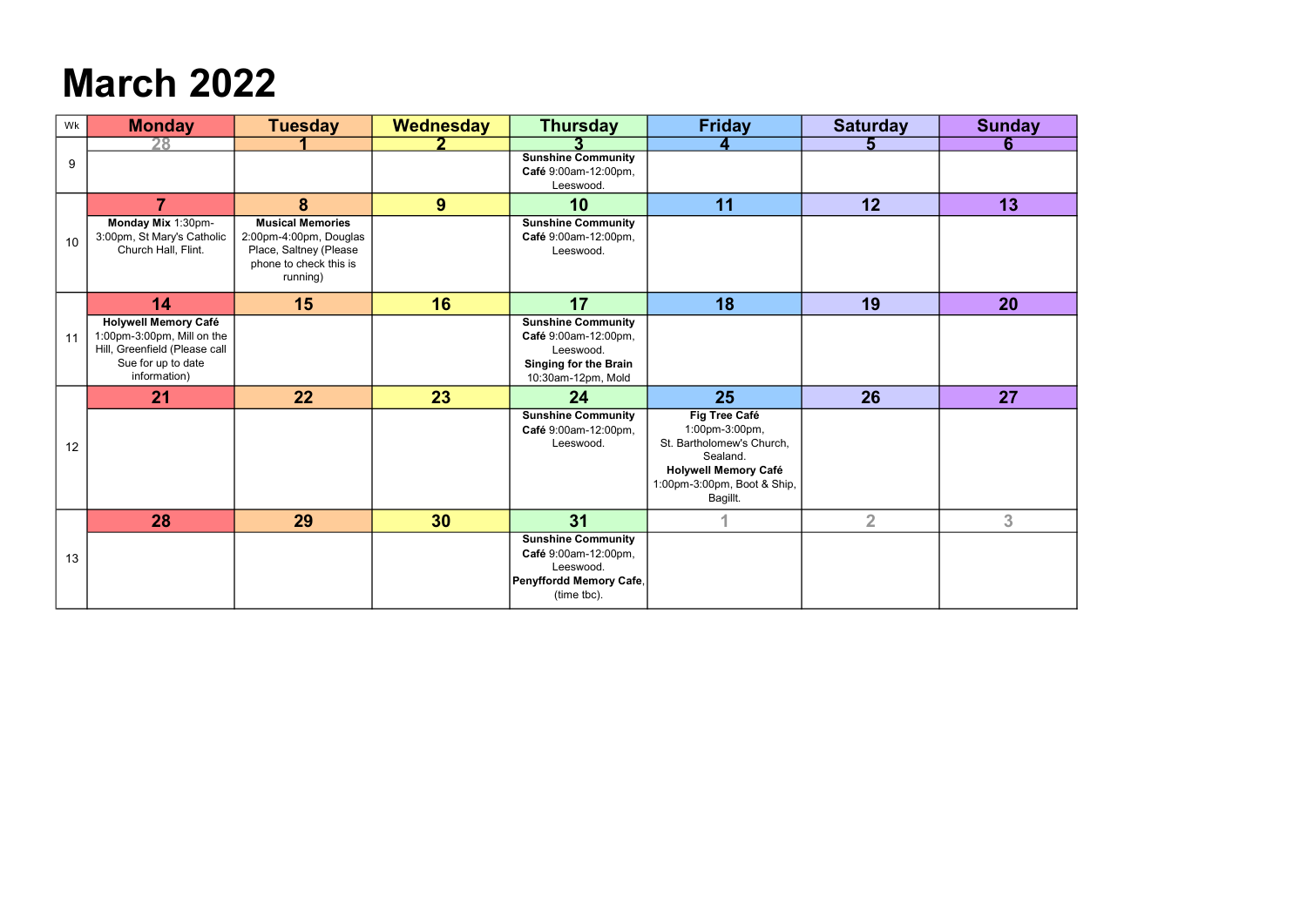# March 2022

| Wk | Monday | Tuesday | Wednesday | Thursday | Friday | Saturday | Sunday |
|---|---|---|---|---|---|---|---|
| 9 | 28 | 1 | 2 | 3<br>**Sunshine Community Café** 9:00am-12:00pm, Leeswood. | 4 | 5 | 6 |
| 10 | 7<br>**Monday Mix** 1:30pm-3:00pm, St Mary's Catholic Church Hall, Flint. | 8<br>**Musical Memories** 2:00pm-4:00pm, Douglas Place, Saltney (Please phone to check this is running) | 9 | 10<br>**Sunshine Community Café** 9:00am-12:00pm, Leeswood. | 11 | 12 | 13 |
| 11 | 14<br>**Holywell Memory Café** 1:00pm-3:00pm, Mill on the Hill, Greenfield (Please call Sue for up to date information) | 15 | 16 | 17<br>**Sunshine Community Café** 9:00am-12:00pm, Leeswood.<br>**Singing for the Brain** 10:30am-12pm, Mold | 18 | 19 | 20 |
| 12 | 21 | 22 | 23 | 24<br>**Sunshine Community Café** 9:00am-12:00pm, Leeswood. | 25<br>**Fig Tree Café** 1:00pm-3:00pm, St. Bartholomew's Church, Sealand.<br>**Holywell Memory Café** 1:00pm-3:00pm, Boot & Ship, Bagillt. | 26 | 27 |
| 13 | 28 | 29 | 30 | 31<br>**Sunshine Community Café** 9:00am-12:00pm, Leeswood.<br>**Penyffordd Memory Cafe**, (time tbc). | 1 | 2 | 3 |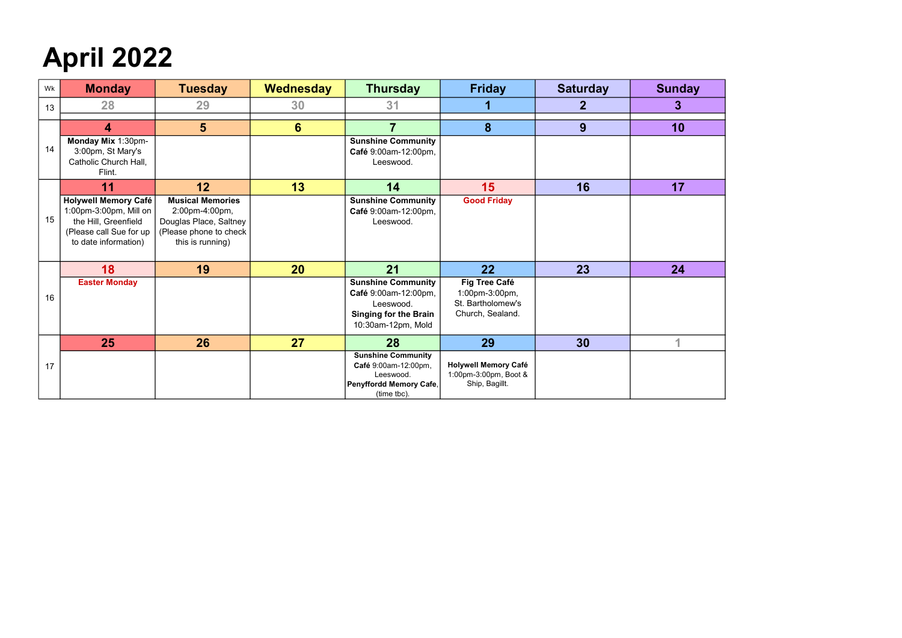# April 2022

| Wk | Monday | Tuesday | Wednesday | Thursday | Friday | Saturday | Sunday |
|---|---|---|---|---|---|---|---|
| 13 | 28 | 29 | 30 | 31 | 1 | 2 | 3 |
| 14 | 4<br>**Monday Mix** 1:30pm-3:00pm, St Mary's Catholic Church Hall, Flint. | 5 | 6 | 7<br>**Sunshine Community Café** 9:00am-12:00pm, Leeswood. | 8 | 9 | 10 |
| 15 | 11<br>**Holywell Memory Café** 1:00pm-3:00pm, Mill on the Hill, Greenfield (Please call Sue for up to date information) | 12<br>**Musical Memories** 2:00pm-4:00pm, Douglas Place, Saltney (Please phone to check this is running) | 13 | 14<br>**Sunshine Community Café** 9:00am-12:00pm, Leeswood. | 15<br>**Good Friday** | 16 | 17 |
| 16 | 18<br>**Easter Monday** | 19 | 20 | 21<br>**Sunshine Community Café** 9:00am-12:00pm, Leeswood.<br>**Singing for the Brain** 10:30am-12pm, Mold | 22<br>**Fig Tree Café** 1:00pm-3:00pm, St. Bartholomew's Church, Sealand. | 23 | 24 |
| 17 | 25 | 26 | 27 | 28<br>**Sunshine Community Café** 9:00am-12:00pm, Leeswood.<br>**Penyffordd Memory Cafe**, (time tbc). | 29<br>**Holywell Memory Café** 1:00pm-3:00pm, Boot & Ship, Bagillt. | 30 | 1 |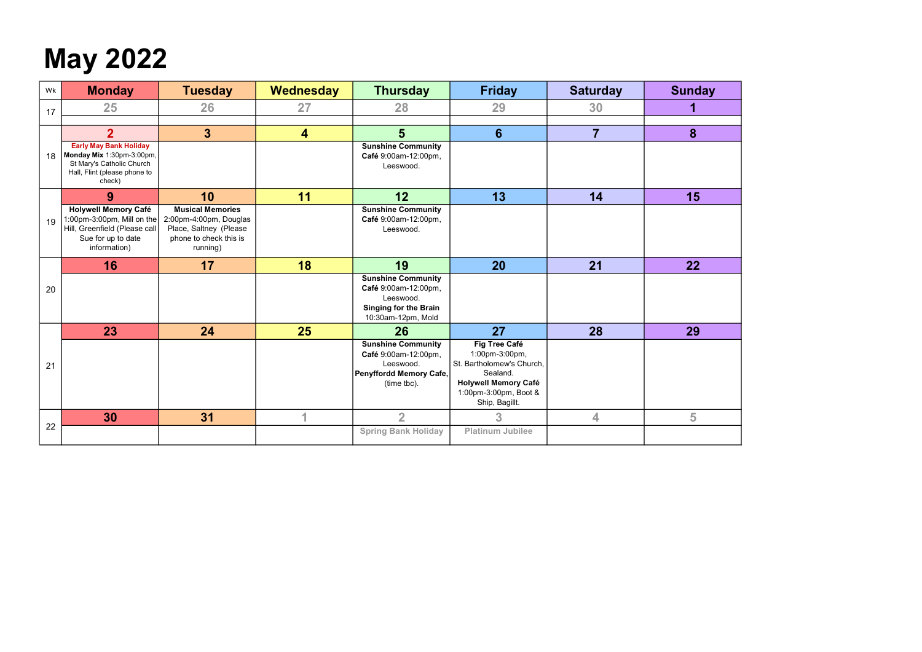# May 2022

| Wk | Monday | Tuesday | Wednesday | Thursday | Friday | Saturday | Sunday |
|---|---|---|---|---|---|---|---|
| 17 | 25 | 26 | 27 | 28 | 29 | 30 | 1 |
| 18 | 2<br>Early May Bank Holiday<br>**Monday Mix** 1:30pm-3:00pm, St Mary's Catholic Church Hall, Flint (please phone to check) | 3 | 4 | 5<br>**Sunshine Community Café** 9:00am-12:00pm, Leeswood. | 6 | 7 | 8 |
| 19 | 9<br>**Holywell Memory Café** 1:00pm-3:00pm, Mill on the Hill, Greenfield (Please call Sue for up to date information) | 10<br>**Musical Memories** 2:00pm-4:00pm, Douglas Place, Saltney (Please phone to check this is running) | 11 | 12<br>**Sunshine Community Café** 9:00am-12:00pm, Leeswood. | 13 | 14 | 15 |
| 20 | 16 | 17 | 18 | 19<br>**Sunshine Community Café** 9:00am-12:00pm, Leeswood.<br>**Singing for the Brain** 10:30am-12pm, Mold | 20 | 21 | 22 |
| 21 | 23 | 24 | 25 | 26<br>**Sunshine Community Café** 9:00am-12:00pm, Leeswood.<br>**Penyffordd Memory Cafe**, (time tbc). | 27<br>**Fig Tree Café** 1:00pm-3:00pm, St. Bartholomew's Church, Sealand.<br>**Holywell Memory Café** 1:00pm-3:00pm, Boot & Ship, Bagillt. | 28 | 29 |
| 22 | 30 | 31 | 1 | 2<br>Spring Bank Holiday | 3<br>Platinum Jubilee | 4 | 5 |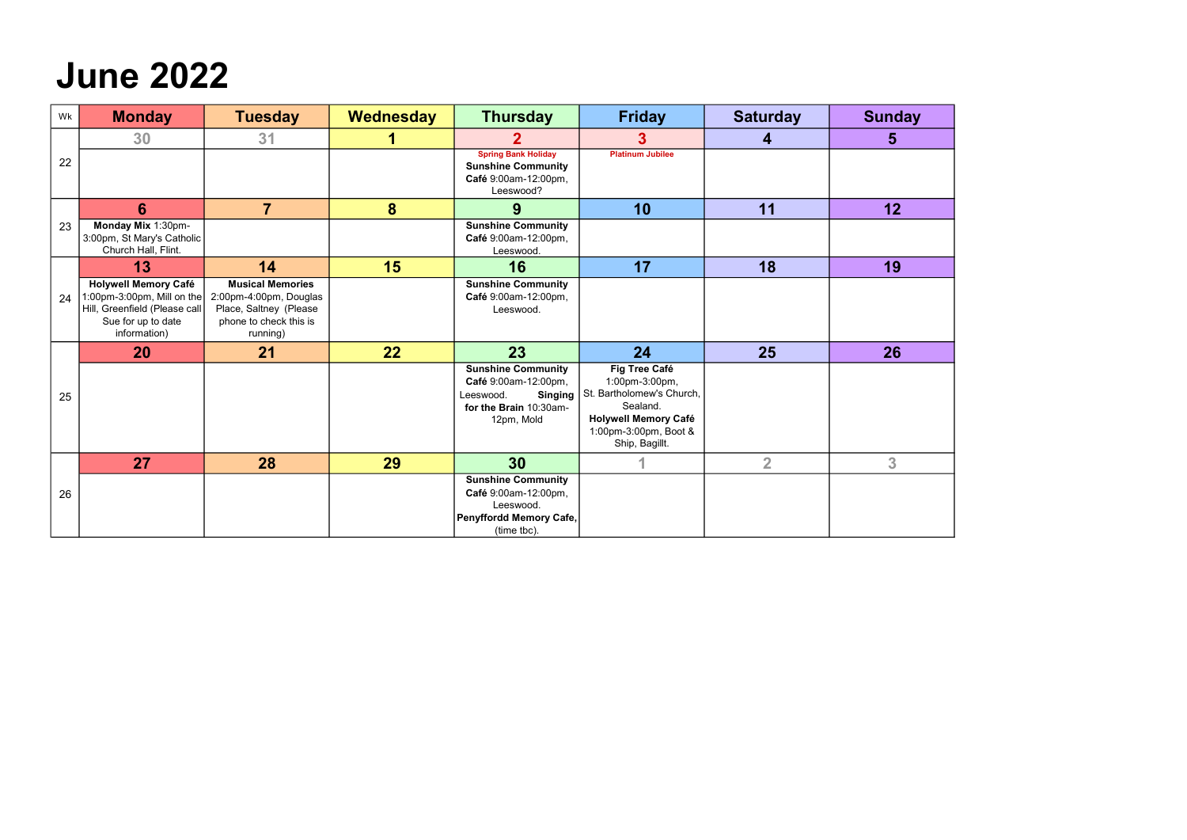# June 2022

| Wk | Monday | Tuesday | Wednesday | Thursday | Friday | Saturday | Sunday |
|---|---|---|---|---|---|---|---|
| 22 | 30 | 31 | 1 | 2<br>Spring Bank Holiday<br>**Sunshine Community Café** 9:00am-12:00pm, Leeswood? | 3<br>Platinum Jubilee | 4 | 5 |
| 23 | 6<br>**Monday Mix** 1:30pm-3:00pm, St Mary's Catholic Church Hall, Flint. | 7 | 8 | 9<br>**Sunshine Community Café** 9:00am-12:00pm, Leeswood. | 10 | 11 | 12 |
| 24 | 13<br>**Holywell Memory Café** 1:00pm-3:00pm, Mill on the Hill, Greenfield (Please call Sue for up to date information) | 14<br>**Musical Memories** 2:00pm-4:00pm, Douglas Place, Saltney (Please phone to check this is running) | 15 | 16<br>**Sunshine Community Café** 9:00am-12:00pm, Leeswood. | 17 | 18 | 19 |
| 25 | 20 | 21 | 22 | 23<br>**Sunshine Community Café** 9:00am-12:00pm, Leeswood. **Singing for the Brain** 10:30am-12pm, Mold | 24<br>**Fig Tree Café** 1:00pm-3:00pm, St. Bartholomew's Church, Sealand.<br>**Holywell Memory Café** 1:00pm-3:00pm, Boot & Ship, Bagillt. | 25 | 26 |
| 26 | 27 | 28 | 29 | 30<br>**Sunshine Community Café** 9:00am-12:00pm, Leeswood.<br>**Penyffordd Memory Cafe,** (time tbc). | 1 | 2 | 3 |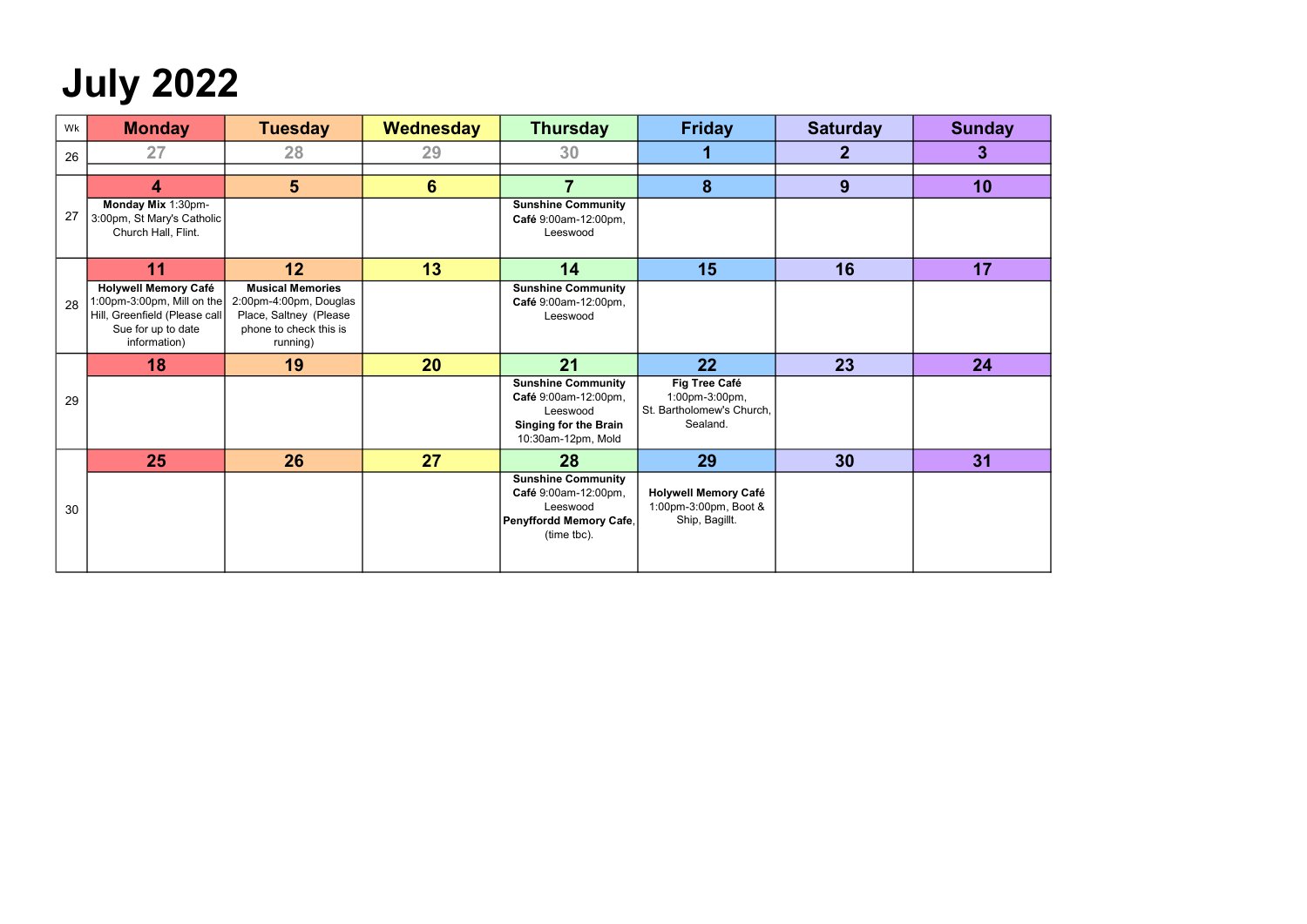# July 2022

| Wk | Monday | Tuesday | Wednesday | Thursday | Friday | Saturday | Sunday |
|---|---|---|---|---|---|---|---|
| 26 | 27 | 28 | 29 | 30 | 1 | 2 | 3 |
| 27 | 4<br>**Monday Mix** 1:30pm-3:00pm, St Mary's Catholic Church Hall, Flint. | 5 | 6 | 7<br>**Sunshine Community Café** 9:00am-12:00pm, Leeswood | 8 | 9 | 10 |
| 28 | 11<br>**Holywell Memory Café** 1:00pm-3:00pm, Mill on the Hill, Greenfield (Please call Sue for up to date information) | 12<br>**Musical Memories** 2:00pm-4:00pm, Douglas Place, Saltney (Please phone to check this is running) | 13 | 14<br>**Sunshine Community Café** 9:00am-12:00pm, Leeswood | 15 | 16 | 17 |
| 29 | 18 | 19 | 20 | 21<br>**Sunshine Community Café** 9:00am-12:00pm, Leeswood<br>**Singing for the Brain** 10:30am-12pm, Mold | 22<br>**Fig Tree Café** 1:00pm-3:00pm, St. Bartholomew's Church, Sealand. | 23 | 24 |
| 30 | 25 | 26 | 27 | 28<br>**Sunshine Community Café** 9:00am-12:00pm, Leeswood<br>**Penyffordd Memory Cafe**, (time tbc). | 29<br>**Holywell Memory Café** 1:00pm-3:00pm, Boot & Ship, Bagillt. | 30 | 31 |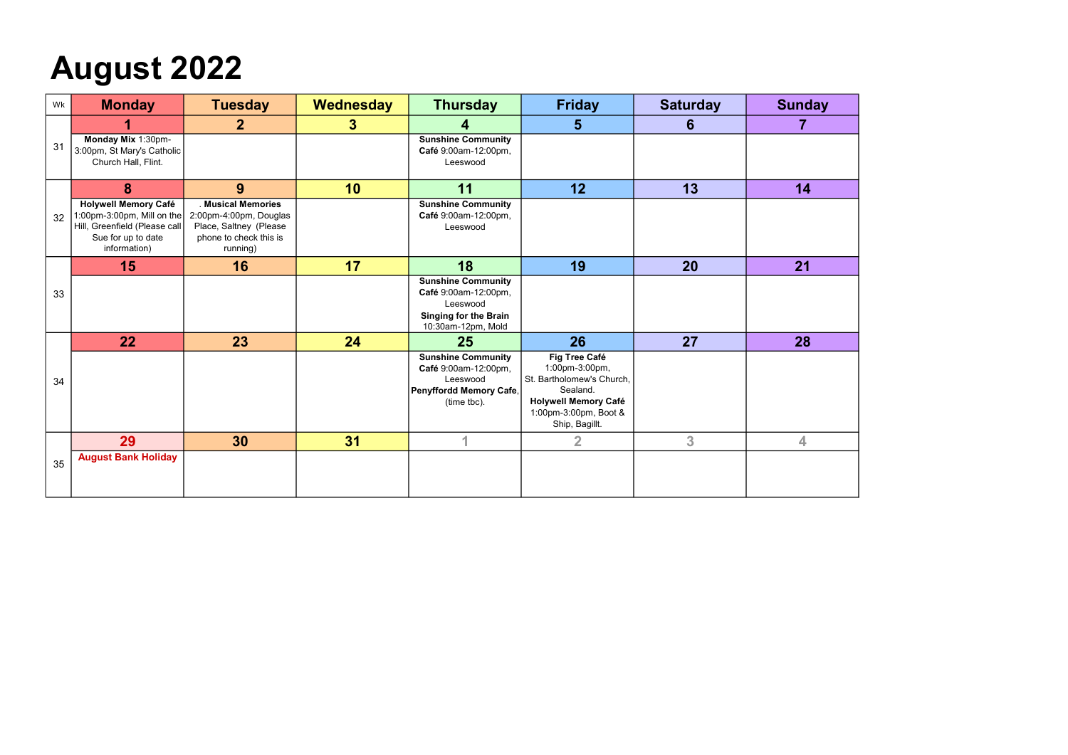# August 2022

| Wk | Monday | Tuesday | Wednesday | Thursday | Friday | Saturday | Sunday |
|---|---|---|---|---|---|---|---|
| 31 | 1<br>**Monday Mix** 1:30pm-3:00pm, St Mary's Catholic Church Hall, Flint. | 2 | 3 | 4<br>**Sunshine Community Café** 9:00am-12:00pm, Leeswood | 5 | 6 | 7 |
| 32 | 8<br>**Holywell Memory Café** 1:00pm-3:00pm, Mill on the Hill, Greenfield (Please call Sue for up to date information) | 9<br>. **Musical Memories** 2:00pm-4:00pm, Douglas Place, Saltney (Please phone to check this is running) | 10 | 11<br>**Sunshine Community Café** 9:00am-12:00pm, Leeswood | 12 | 13 | 14 |
| 33 | 15 | 16 | 17 | 18<br>**Sunshine Community Café** 9:00am-12:00pm, Leeswood<br>**Singing for the Brain** 10:30am-12pm, Mold | 19 | 20 | 21 |
| 34 | 22 | 23 | 24 | 25<br>**Sunshine Community Café** 9:00am-12:00pm, Leeswood<br>**Penyffordd Memory Cafe**, (time tbc). | 26<br>**Fig Tree Café** 1:00pm-3:00pm, St. Bartholomew's Church, Sealand.<br>**Holywell Memory Café** 1:00pm-3:00pm, Boot & Ship, Bagillt. | 27 | 28 |
| 35 | 29<br>**August Bank Holiday** | 30 | 31 | 1 | 2 | 3 | 4 |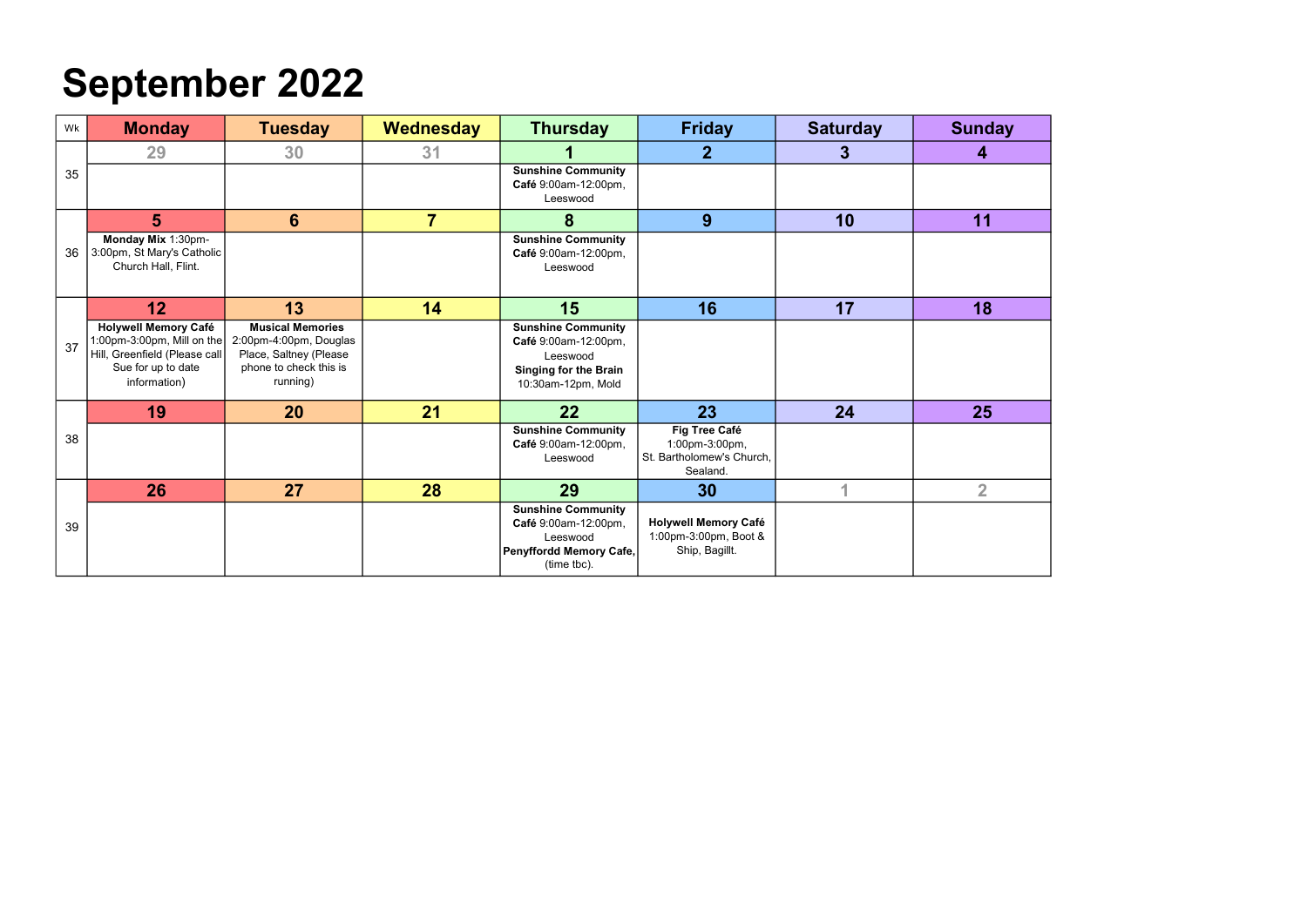# September 2022

| Wk | Monday | Tuesday | Wednesday | Thursday | Friday | Saturday | Sunday |
|---|---|---|---|---|---|---|---|
| 35 | 29 | 30 | 31 | 1<br>**Sunshine Community Café** 9:00am-12:00pm, Leeswood | 2 | 3 | 4 |
| 36 | 5<br>**Monday Mix** 1:30pm-3:00pm, St Mary's Catholic Church Hall, Flint. | 6 | 7 | 8<br>**Sunshine Community Café** 9:00am-12:00pm, Leeswood | 9 | 10 | 11 |
| 37 | 12<br>**Holywell Memory Café** 1:00pm-3:00pm, Mill on the Hill, Greenfield (Please call Sue for up to date information) | 13<br>**Musical Memories** 2:00pm-4:00pm, Douglas Place, Saltney (Please phone to check this is running) | 14 | 15<br>**Sunshine Community Café** 9:00am-12:00pm, Leeswood<br>**Singing for the Brain** 10:30am-12pm, Mold | 16 | 17 | 18 |
| 38 | 19 | 20 | 21 | 22<br>**Sunshine Community Café** 9:00am-12:00pm, Leeswood | 23<br>**Fig Tree Café** 1:00pm-3:00pm, St. Bartholomew's Church, Sealand. | 24 | 25 |
| 39 | 26 | 27 | 28 | 29<br>**Sunshine Community Café** 9:00am-12:00pm, Leeswood<br>**Penyffordd Memory Cafe,** (time tbc). | 30<br>**Holywell Memory Café** 1:00pm-3:00pm, Boot & Ship, Bagillt. | 1 | 2 |